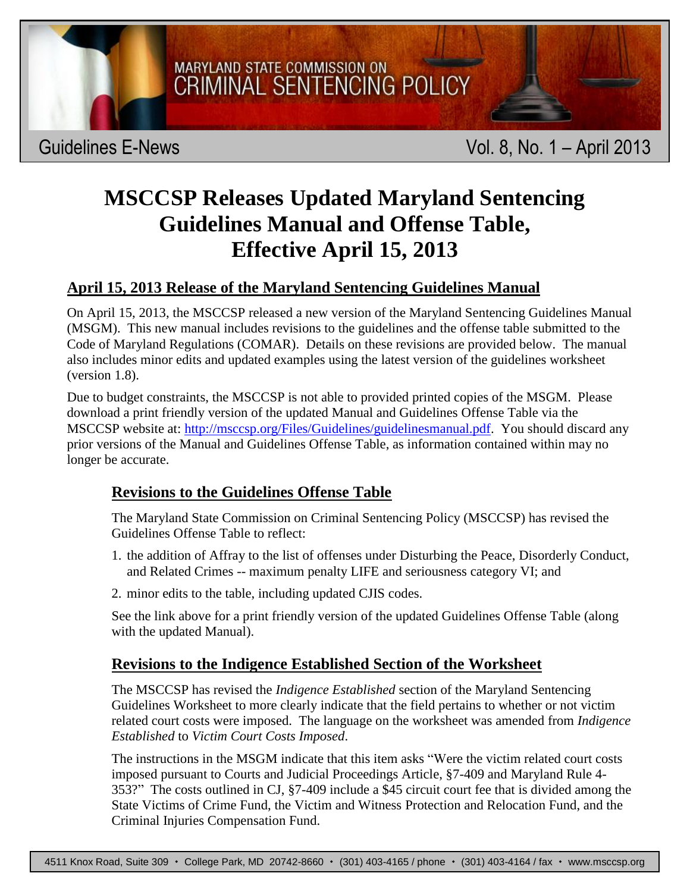MARYLAND STATE COMMISSION ON
CRIMINAL SENTENCING POLICY

Guidelines E-News

Vol. 8, No. 1 – April 2013

# MSCCSP Releases Updated Maryland Sentencing Guidelines Manual and Offense Table, Effective April 15, 2013

## April 15, 2013 Release of the Maryland Sentencing Guidelines Manual

On April 15, 2013, the MSCCSP released a new version of the Maryland Sentencing Guidelines Manual (MSGM). This new manual includes revisions to the guidelines and the offense table submitted to the Code of Maryland Regulations (COMAR). Details on these revisions are provided below. The manual also includes minor edits and updated examples using the latest version of the guidelines worksheet (version 1.8).

Due to budget constraints, the MSCCSP is not able to provided printed copies of the MSGM. Please download a print friendly version of the updated Manual and Guidelines Offense Table via the MSCCSP website at: http://msccsp.org/Files/Guidelines/guidelinesmanual.pdf. You should discard any prior versions of the Manual and Guidelines Offense Table, as information contained within may no longer be accurate.

### Revisions to the Guidelines Offense Table

The Maryland State Commission on Criminal Sentencing Policy (MSCCSP) has revised the Guidelines Offense Table to reflect:

1. the addition of Affray to the list of offenses under Disturbing the Peace, Disorderly Conduct, and Related Crimes -- maximum penalty LIFE and seriousness category VI; and
2. minor edits to the table, including updated CJIS codes.

See the link above for a print friendly version of the updated Guidelines Offense Table (along with the updated Manual).

### Revisions to the Indigence Established Section of the Worksheet

The MSCCSP has revised the *Indigence Established* section of the Maryland Sentencing Guidelines Worksheet to more clearly indicate that the field pertains to whether or not victim related court costs were imposed. The language on the worksheet was amended from *Indigence Established* to *Victim Court Costs Imposed*.

The instructions in the MSGM indicate that this item asks "Were the victim related court costs imposed pursuant to Courts and Judicial Proceedings Article, §7-409 and Maryland Rule 4-353?" The costs outlined in CJ, §7-409 include a $45 circuit court fee that is divided among the State Victims of Crime Fund, the Victim and Witness Protection and Relocation Fund, and the Criminal Injuries Compensation Fund.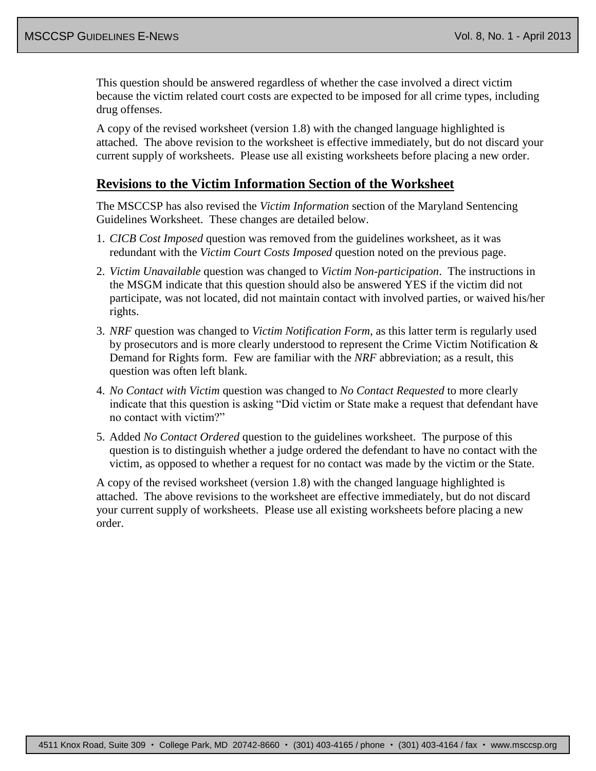This question should be answered regardless of whether the case involved a direct victim because the victim related court costs are expected to be imposed for all crime types, including drug offenses.

A copy of the revised worksheet (version 1.8) with the changed language highlighted is attached. The above revision to the worksheet is effective immediately, but do not discard your current supply of worksheets. Please use all existing worksheets before placing a new order.

## Revisions to the Victim Information Section of the Worksheet

The MSCCSP has also revised the *Victim Information* section of the Maryland Sentencing Guidelines Worksheet. These changes are detailed below.

1. *CICB Cost Imposed* question was removed from the guidelines worksheet, as it was redundant with the *Victim Court Costs Imposed* question noted on the previous page.
2. *Victim Unavailable* question was changed to *Victim Non-participation*. The instructions in the MSGM indicate that this question should also be answered YES if the victim did not participate, was not located, did not maintain contact with involved parties, or waived his/her rights.
3. *NRF* question was changed to *Victim Notification Form*, as this latter term is regularly used by prosecutors and is more clearly understood to represent the Crime Victim Notification & Demand for Rights form. Few are familiar with the *NRF* abbreviation; as a result, this question was often left blank.
4. *No Contact with Victim* question was changed to *No Contact Requested* to more clearly indicate that this question is asking "Did victim or State make a request that defendant have no contact with victim?"
5. Added *No Contact Ordered* question to the guidelines worksheet. The purpose of this question is to distinguish whether a judge ordered the defendant to have no contact with the victim, as opposed to whether a request for no contact was made by the victim or the State.

A copy of the revised worksheet (version 1.8) with the changed language highlighted is attached. The above revisions to the worksheet are effective immediately, but do not discard your current supply of worksheets. Please use all existing worksheets before placing a new order.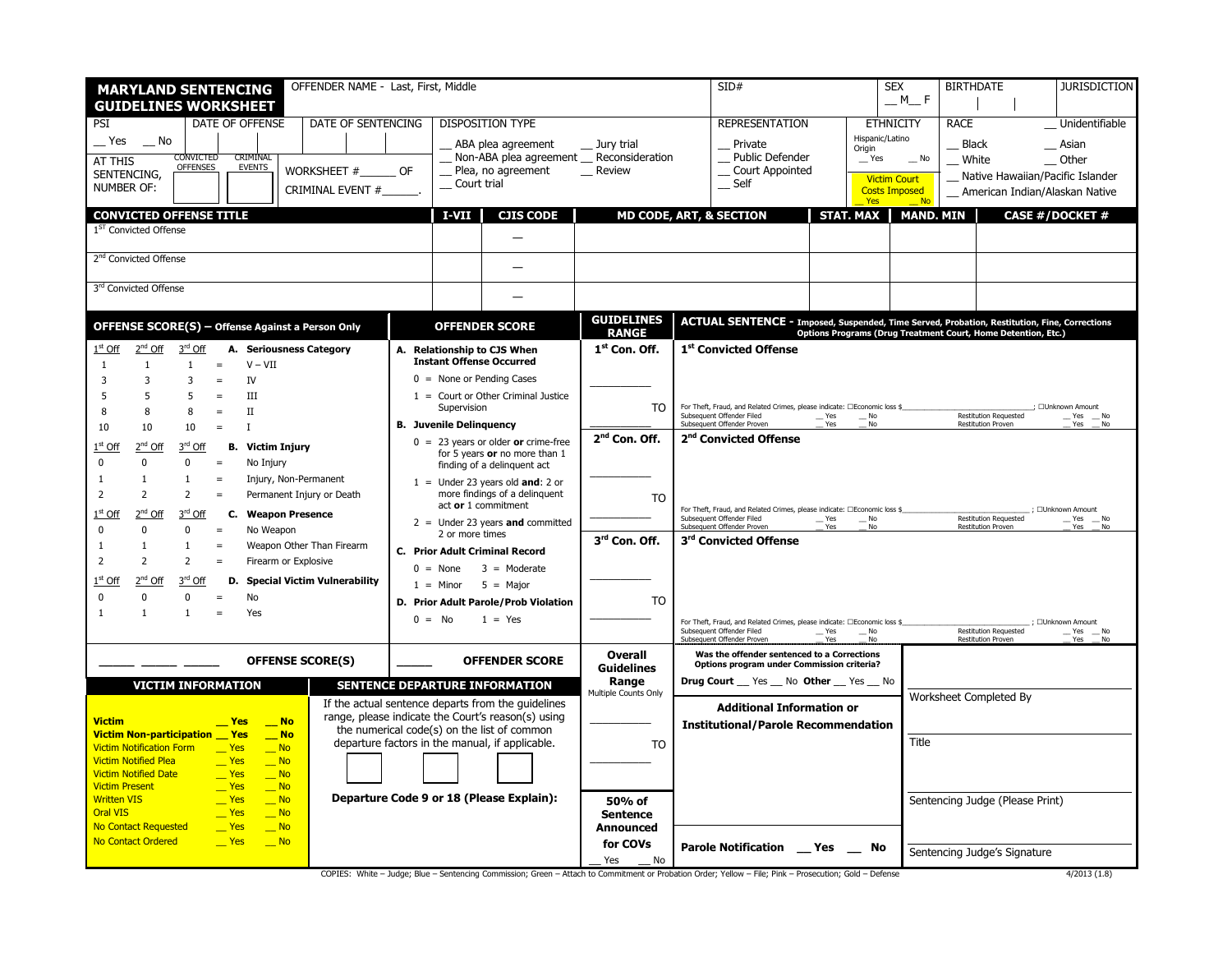# MARYLAND SENTENCING GUIDELINES WORKSHEET

OFFENDER NAME - Last, First, Middle

SID#

SEX __ M __ F

BIRTHDATE

JURISDICTION

PSI __ Yes __ No

DATE OF OFFENSE

DATE OF SENTENCING

AT THIS SENTENCING, NUMBER OF: CONVICTED OFFENSES | CRIMINAL EVENTS

WORKSHEET # ______ OF CRIMINAL EVENT # ______.

DISPOSITION TYPE
- __ ABA plea agreement
- __ Non-ABA plea agreement
- __ Plea, no agreement
- __ Court trial
- __ Jury trial
- __ Reconsideration
- __ Review

REPRESENTATION
- __ Private
- __ Public Defender
- __ Court Appointed
- __ Self

ETHNICITY
Hispanic/Latino Origin __ Yes __ No

Victim Court Costs Imposed __ Yes __ No

RACE
- __ Black
- __ White
- __ Native Hawaiian/Pacific Islander
- __ American Indian/Alaskan Native
- __ Unidentifiable
- __ Asian
- __ Other

| CONVICTED OFFENSE TITLE | I-VII | CJIS CODE | MD CODE, ART, & SECTION | STAT. MAX | MAND. MIN | CASE #/DOCKET # |
|---|---|---|---|---|---|---|
| 1st Convicted Offense | | — | | | | |
| 2nd Convicted Offense | | — | | | | |
| 3rd Convicted Offense | | — | | | | |

## OFFENSE SCORE(S) – Offense Against a Person Only

**A. Seriousness Category**

| 1st Off | 2nd Off | 3rd Off | | |
|---|---|---|---|---|
| 1 | 1 | 1 | = | V – VII |
| 3 | 3 | 3 | = | IV |
| 5 | 5 | 5 | = | III |
| 8 | 8 | 8 | = | II |
| 10 | 10 | 10 | = | I |

**B. Victim Injury**

| 1st Off | 2nd Off | 3rd Off | | |
|---|---|---|---|---|
| 0 | 0 | 0 | = | No Injury |
| 1 | 1 | 1 | = | Injury, Non-Permanent |
| 2 | 2 | 2 | = | Permanent Injury or Death |

**C. Weapon Presence**

| 1st Off | 2nd Off | 3rd Off | | |
|---|---|---|---|---|
| 0 | 0 | 0 | = | No Weapon |
| 1 | 1 | 1 | = | Weapon Other Than Firearm |
| 2 | 2 | 2 | = | Firearm or Explosive |

**D. Special Victim Vulnerability**

| 1st Off | 2nd Off | 3rd Off | | |
|---|---|---|---|---|
| 0 | 0 | 0 | = | No |
| 1 | 1 | 1 | = | Yes |

_____ _____ _____ **OFFENSE SCORE(S)**

## OFFENDER SCORE

**A. Relationship to CJS When Instant Offense Occurred**
- 0 = None or Pending Cases
- 1 = Court or Other Criminal Justice Supervision

**B. Juvenile Delinquency**
- 0 = 23 years or older **or** crime-free for 5 years **or** no more than 1 finding of a delinquent act
- 1 = Under 23 years old **and**: 2 or more findings of a delinquent act **or** 1 commitment
- 2 = Under 23 years **and** committed 2 or more times

**C. Prior Adult Criminal Record**
- 0 = None
- 1 = Minor
- 3 = Moderate
- 5 = Major

**D. Prior Adult Parole/Prob Violation**
- 0 = No
- 1 = Yes

_____ **OFFENDER SCORE**

## GUIDELINES RANGE

1st Con. Off. __________ TO __________

2nd Con. Off. __________ TO __________

3rd Con. Off. __________ TO __________

**Overall Guidelines Range** (Multiple Counts Only) __________ TO __________

**50% of Sentence Announced for COVs** __ Yes __ No

## ACTUAL SENTENCE - Imposed, Suspended, Time Served, Probation, Restitution, Fine, Corrections Options Programs (Drug Treatment Court, Home Detention, Etc.)

**1st Convicted Offense**

For Theft, Fraud, and Related Crimes, please indicate: ☐Economic loss $__________; ☐Unknown Amount
Subsequent Offender Filed __ Yes __ No — Restitution Requested __ Yes __ No
Subsequent Offender Proven __ Yes __ No — Restitution Proven __ Yes __ No

**2nd Convicted Offense**

For Theft, Fraud, and Related Crimes, please indicate: ☐Economic loss $__________; ☐Unknown Amount
Subsequent Offender Filed __ Yes __ No — Restitution Requested __ Yes __ No
Subsequent Offender Proven __ Yes __ No — Restitution Proven __ Yes __ No

**3rd Convicted Offense**

For Theft, Fraud, and Related Crimes, please indicate: ☐Economic loss $__________; ☐Unknown Amount
Subsequent Offender Filed __ Yes __ No — Restitution Requested __ Yes __ No
Subsequent Offender Proven __ Yes __ No — Restitution Proven __ Yes __ No

**Was the offender sentenced to a Corrections Options program under Commission criteria?**
**Drug Court** __ Yes __ No **Other** __ Yes __ No

**Additional Information or Institutional/Parole Recommendation**

**Parole Notification** __ Yes __ No

Worksheet Completed By

Title

Sentencing Judge (Please Print)

Sentencing Judge's Signature

## VICTIM INFORMATION

| | | |
|---|---|---|
| **Victim** | __ **Yes** | __ **No** |
| **Victim Non-participation** | __ **Yes** | __ **No** |
| Victim Notification Form | __ Yes | __ No |
| Victim Notified Plea | __ Yes | __ No |
| Victim Notified Date | __ Yes | __ No |
| Victim Present | __ Yes | __ No |
| Written VIS | __ Yes | __ No |
| Oral VIS | __ Yes | __ No |
| No Contact Requested | __ Yes | __ No |
| No Contact Ordered | __ Yes | __ No |

## SENTENCE DEPARTURE INFORMATION

If the actual sentence departs from the guidelines range, please indicate the Court's reason(s) using the numerical code(s) on the list of common departure factors in the manual, if applicable.

**Departure Code 9 or 18 (Please Explain):**

COPIES: White – Judge; Blue – Sentencing Commission; Green – Attach to Commitment or Probation Order; Yellow – File; Pink – Prosecution; Gold – Defense

4/2013 (1.8)